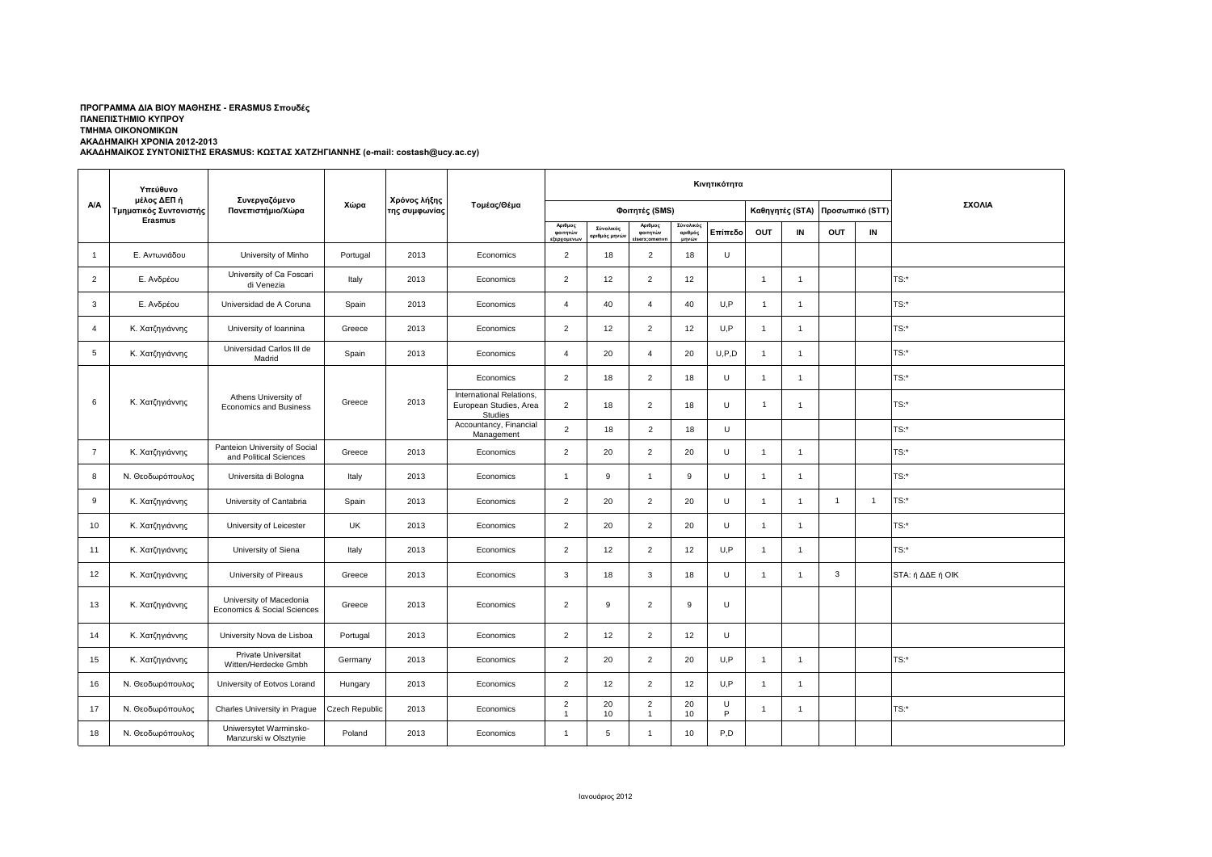**ΠΡΟΓΡΑΜΜΑ ΔΙΑ ΒΙΟΥ ΜΑΘΗΣΗΣ - ERASMUS Σπουδές**
**ΠΑΝΕΠΙΣΤΗΜΙΟ ΚΥΠΡΟΥ**
**ΤΜΗΜΑ ΟΙΚΟΝΟΜΙΚΩΝ**
**ΑΚΑΔΗΜΑΙΚΗ ΧΡΟΝΙΑ 2012-2013**
**ΑΚΑΔΗΜΑΙΚΟΣ ΣΥΝΤΟΝΙΣΤΗΣ ERASMUS: ΚΩΣΤΑΣ ΧΑΤΖΗΓΙΑΝΝΗΣ (e-mail: costash@ucy.ac.cy)**

| Α/Α | Υπεύθυνο μέλος ΔΕΠ ή Τμηματικός Συντονιστής Erasmus | Συνεργαζόμενο Πανεπιστήμιο/Χώρα | Χώρα | Χρόνος λήξης της συμφωνίας | Τομέας/Θέμα | Κινητικότητα | | | | | | | | | | ΣΧΟΛΙΑ |
|---|---|---|---|---|---|---|---|---|---|---|---|---|---|---|---|---|
| | | | | | | Φοιτητές (SMS) | | | | | Καθηγητές (STA) | | Προσωπικό (STT) | | | |
| | | | | | | Αριθμος φοιτητών εξερχομένων | Σύνολικός αριθμός μηνών | Αριθμος φοιτητών eiserxomenwn | Σύνολικός αριθμός μηνών | Επίπεδο | OUT | IN | OUT | IN | | |
| 1 | Ε. Αντωνιάδου | University of Minho | Portugal | 2013 | Economics | 2 | 18 | 2 | 18 | U | | | | | | |
| 2 | Ε. Ανδρέου | University of Ca Foscari di Venezia | Italy | 2013 | Economics | 2 | 12 | 2 | 12 | | 1 | 1 | | | | TS:* |
| 3 | Ε. Ανδρέου | Universidad de A Coruna | Spain | 2013 | Economics | 4 | 40 | 4 | 40 | U,P | 1 | 1 | | | | TS:* |
| 4 | Κ. Χατζηγιάννης | University of Ioannina | Greece | 2013 | Economics | 2 | 12 | 2 | 12 | U,P | 1 | 1 | | | | TS:* |
| 5 | Κ. Χατζηγιάννης | Universidad Carlos III de Madrid | Spain | 2013 | Economics | 4 | 20 | 4 | 20 | U,P,D | 1 | 1 | | | | TS:* |
| 6 | Κ. Χατζηγιάννης | Athens University of Economics and Business | Greece | 2013 | Economics | 2 | 18 | 2 | 18 | U | 1 | 1 | | | | TS:* |
| | | | | | International Relations, European Studies, Area Studies | 2 | 18 | 2 | 18 | U | 1 | 1 | | | | TS:* |
| | | | | | Accountancy, Financial Management | 2 | 18 | 2 | 18 | U | | | | | | TS:* |
| 7 | Κ. Χατζηγιάννης | Panteion University of Social and Political Sciences | Greece | 2013 | Economics | 2 | 20 | 2 | 20 | U | 1 | 1 | | | | TS:* |
| 8 | Ν. Θεοδωρόπουλος | Universita di Bologna | Italy | 2013 | Economics | 1 | 9 | 1 | 9 | U | 1 | 1 | | | | TS:* |
| 9 | Κ. Χατζηγιάννης | University of Cantabria | Spain | 2013 | Economics | 2 | 20 | 2 | 20 | U | 1 | 1 | 1 | 1 | | TS:* |
| 10 | Κ. Χατζηγιάννης | University of Leicester | UK | 2013 | Economics | 2 | 20 | 2 | 20 | U | 1 | 1 | | | | TS:* |
| 11 | Κ. Χατζηγιάννης | University of Siena | Italy | 2013 | Economics | 2 | 12 | 2 | 12 | U,P | 1 | 1 | | | | TS:* |
| 12 | Κ. Χατζηγιάννης | University of Pireaus | Greece | 2013 | Economics | 3 | 18 | 3 | 18 | U | 1 | 1 | 3 | | | STA: ή ΔΔΕ ή ΟΙΚ |
| 13 | Κ. Χατζηγιάννης | University of Macedonia Economics & Social Sciences | Greece | 2013 | Economics | 2 | 9 | 2 | 9 | U | | | | | | |
| 14 | Κ. Χατζηγιάννης | University Nova de Lisboa | Portugal | 2013 | Economics | 2 | 12 | 2 | 12 | U | | | | | | |
| 15 | Κ. Χατζηγιάννης | Private Universitat Witten/Herdecke Gmbh | Germany | 2013 | Economics | 2 | 20 | 2 | 20 | U,P | 1 | 1 | | | | TS:* |
| 16 | Ν. Θεοδωρόπουλος | University of Eotvos Lorand | Hungary | 2013 | Economics | 2 | 12 | 2 | 12 | U,P | 1 | 1 | | | | |
| 17 | Ν. Θεοδωρόπουλος | Charles University in Prague | Czech Republic | 2013 | Economics | 2<br>1 | 20<br>10 | 2<br>1 | 20<br>10 | U<br>P | 1 | 1 | | | | TS:* |
| 18 | Ν. Θεοδωρόπουλος | Uniwersytet Warminsko-Manzurski w Olsztynie | Poland | 2013 | Economics | 1 | 5 | 1 | 10 | P,D | | | | | | |

Ιανουάριος 2012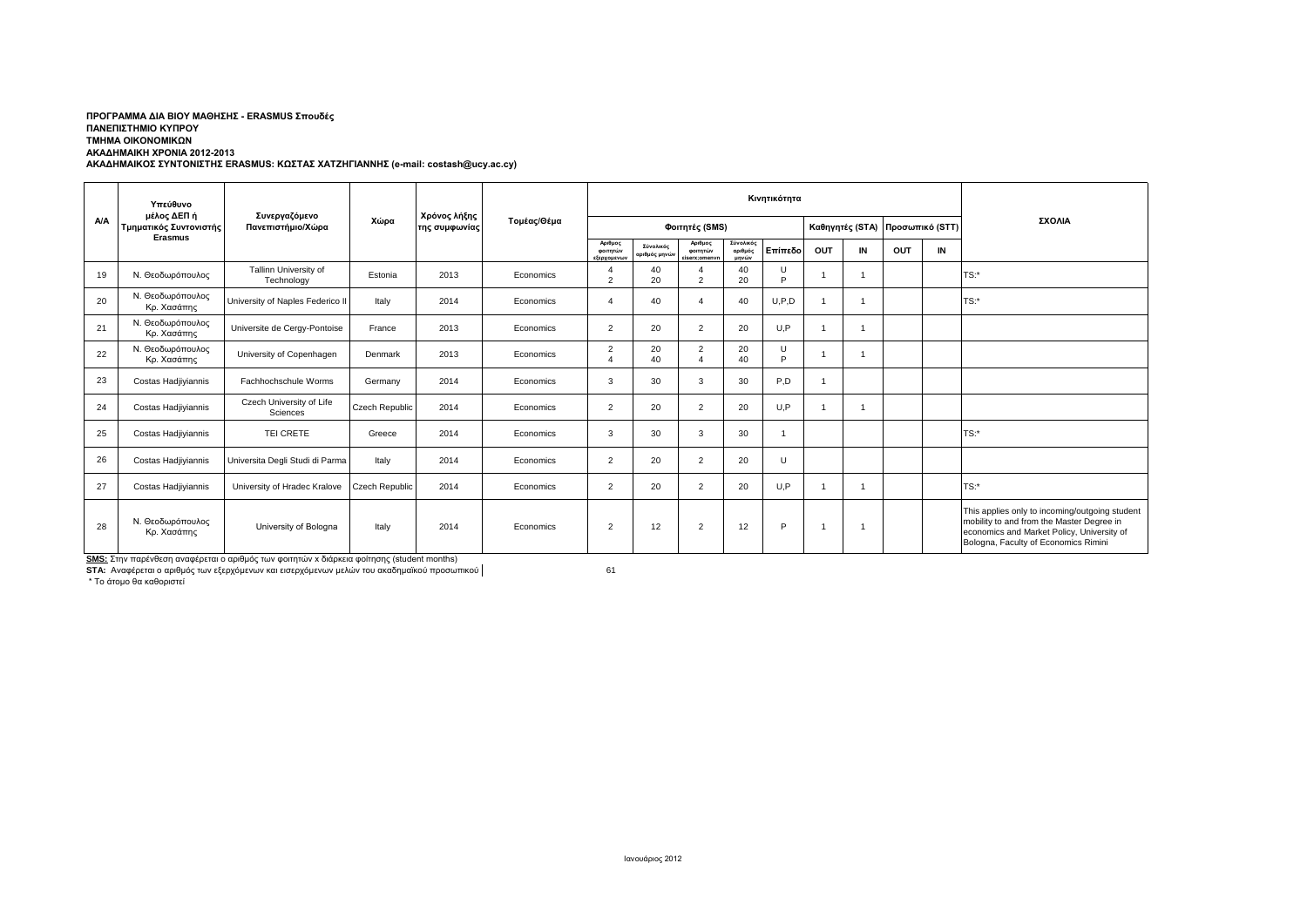**ΠΡΟΓΡΑΜΜΑ ΔΙΑ ΒΙΟΥ ΜΑΘΗΣΗΣ - ERASMUS Σπουδές**
**ΠΑΝΕΠΙΣΤΗΜΙΟ ΚΥΠΡΟΥ**
**ΤΜΗΜΑ ΟΙΚΟΝΟΜΙΚΩΝ**
**ΑΚΑΔΗΜΑΙΚΗ ΧΡΟΝΙΑ 2012-2013**
**ΑΚΑΔΗΜΑΙΚΟΣ ΣΥΝΤΟΝΙΣΤΗΣ ERASMUS: ΚΩΣΤΑΣ ΧΑΤΖΗΓΙΑΝΝΗΣ (e-mail: costash@ucy.ac.cy)**

| Α/Α | Υπεύθυνο μέλος ΔΕΠ ή Τμηματικός Συντονιστής Erasmus | Συνεργαζόμενο Πανεπιστήμιο/Χώρα | Χώρα | Χρόνος λήξης της συμφωνίας | Τομέας/Θέμα | Κινητικότητα | | | | | | | | | ΣΧΟΛΙΑ |
|---|---|---|---|---|---|---|---|---|---|---|---|---|---|---|---|
| | | | | | | Φοιτητές (SMS) | | | | | Καθηγητές (STA) | | Προσωπικό (STT) | | |
| | | | | | | Αριθμος φοιτητών εξερχομένων | Σύνολικός αριθμός μηνών | Αριθμος φοιτητών eiserxomenon | Σύνολικός αριθμός μηνών | Επίπεδο | OUT | IN | OUT | IN | |
| 19 | Ν. Θεοδωρόπουλος | Tallinn University of Technology | Estonia | 2013 | Economics | 4<br>2 | 40<br>20 | 4<br>2 | 40<br>20 | U<br>P | 1 | 1 | | | TS:* |
| 20 | Ν. Θεοδωρόπουλος Κρ. Χασάπης | University of Naples Federico II | Italy | 2014 | Economics | 4 | 40 | 4 | 40 | U,P,D | 1 | 1 | | | TS:* |
| 21 | Ν. Θεοδωρόπουλος Κρ. Χασάπης | Universite de Cergy-Pontoise | France | 2013 | Economics | 2 | 20 | 2 | 20 | U,P | 1 | 1 | | | |
| 22 | Ν. Θεοδωρόπουλος Κρ. Χασάπης | University of Copenhagen | Denmark | 2013 | Economics | 2<br>4 | 20<br>40 | 2<br>4 | 20<br>40 | U<br>P | 1 | 1 | | | |
| 23 | Costas Hadjiyiannis | Fachhochschule Worms | Germany | 2014 | Economics | 3 | 30 | 3 | 30 | P,D | 1 | | | | |
| 24 | Costas Hadjiyiannis | Czech University of Life Sciences | Czech Republic | 2014 | Economics | 2 | 20 | 2 | 20 | U,P | 1 | 1 | | | |
| 25 | Costas Hadjiyiannis | TEI CRETE | Greece | 2014 | Economics | 3 | 30 | 3 | 30 | 1 | | | | | TS:* |
| 26 | Costas Hadjiyiannis | Universita Degli Studi di Parma | Italy | 2014 | Economics | 2 | 20 | 2 | 20 | U | | | | | |
| 27 | Costas Hadjiyiannis | University of Hradec Kralove | Czech Republic | 2014 | Economics | 2 | 20 | 2 | 20 | U,P | 1 | 1 | | | TS:* |
| 28 | Ν. Θεοδωρόπουλος Κρ. Χασάπης | University of Bologna | Italy | 2014 | Economics | 2 | 12 | 2 | 12 | P | 1 | 1 | | | This applies only to incoming/outgoing student mobility to and from the Master Degree in economics and Market Policy, University of Bologna, Faculty of Economics Rimini |

**SMS:** Στην παρένθεση αναφέρεται ο αριθμός των φοιτητών x διάρκεια φοίτησης (student months)
**STA:** Αναφέρεται ο αριθμός των εξερχόμενων και εισερχόμενων μελών του ακαδημαϊκού προσωπικού
\* Το άτομο θα καθοριστεί

Ιανουάριος 2012